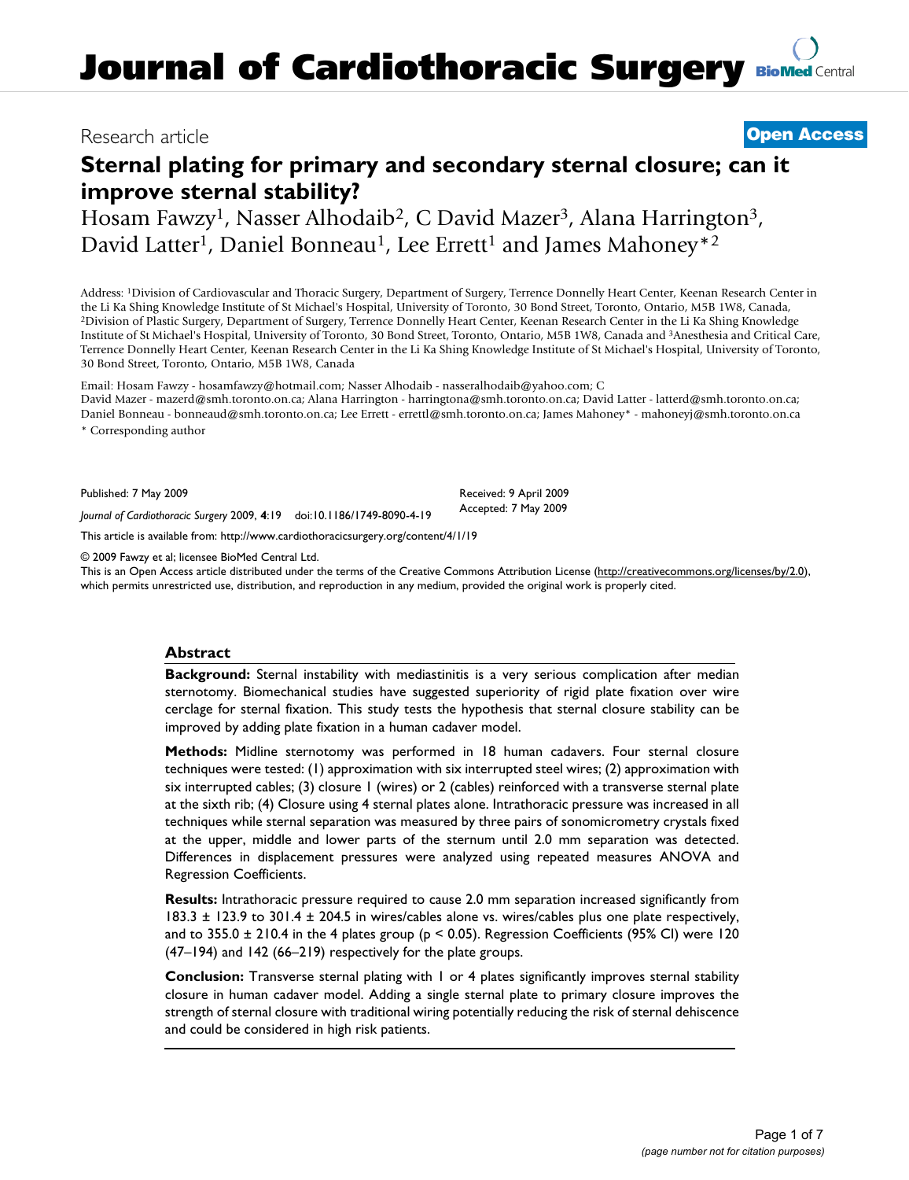Research article

**Open Access**

# Sternal plating for primary and secondary sternal closure; can it improve sternal stability?

Hosam Fawzy[1], Nasser Alhodaib[2], C David Mazer[3], Alana Harrington[3], David Latter[1], Daniel Bonneau[1], Lee Errett[1] and James Mahoney*[2]

Address: [1]Division of Cardiovascular and Thoracic Surgery, Department of Surgery, Terrence Donnelly Heart Center, Keenan Research Center in the Li Ka Shing Knowledge Institute of St Michael's Hospital, University of Toronto, 30 Bond Street, Toronto, Ontario, M5B 1W8, Canada, [2]Division of Plastic Surgery, Department of Surgery, Terrence Donnelly Heart Center, Keenan Research Center in the Li Ka Shing Knowledge Institute of St Michael's Hospital, University of Toronto, 30 Bond Street, Toronto, Ontario, M5B 1W8, Canada and [3]Anesthesia and Critical Care, Terrence Donnelly Heart Center, Keenan Research Center in the Li Ka Shing Knowledge Institute of St Michael's Hospital, University of Toronto, 30 Bond Street, Toronto, Ontario, M5B 1W8, Canada

Email: Hosam Fawzy - hosamfawzy@hotmail.com; Nasser Alhodaib - nasseralhodaib@yahoo.com; C David Mazer - mazerd@smh.toronto.on.ca; Alana Harrington - harringtona@smh.toronto.on.ca; David Latter - latterd@smh.toronto.on.ca; Daniel Bonneau - bonneaud@smh.toronto.on.ca; Lee Errett - errettl@smh.toronto.on.ca; James Mahoney* - mahoneyj@smh.toronto.on.ca

\* Corresponding author

Published: 7 May 2009

*Journal of Cardiothoracic Surgery* 2009, **4**:19 doi:10.1186/1749-8090-4-19

Received: 9 April 2009
Accepted: 7 May 2009

This article is available from: http://www.cardiothoracicsurgery.org/content/4/1/19

© 2009 Fawzy et al; licensee BioMed Central Ltd.
This is an Open Access article distributed under the terms of the Creative Commons Attribution License (http://creativecommons.org/licenses/by/2.0), which permits unrestricted use, distribution, and reproduction in any medium, provided the original work is properly cited.

## Abstract

**Background:** Sternal instability with mediastinitis is a very serious complication after median sternotomy. Biomechanical studies have suggested superiority of rigid plate fixation over wire cerclage for sternal fixation. This study tests the hypothesis that sternal closure stability can be improved by adding plate fixation in a human cadaver model.

**Methods:** Midline sternotomy was performed in 18 human cadavers. Four sternal closure techniques were tested: (1) approximation with six interrupted steel wires; (2) approximation with six interrupted cables; (3) closure 1 (wires) or 2 (cables) reinforced with a transverse sternal plate at the sixth rib; (4) Closure using 4 sternal plates alone. Intrathoracic pressure was increased in all techniques while sternal separation was measured by three pairs of sonomicrometry crystals fixed at the upper, middle and lower parts of the sternum until 2.0 mm separation was detected. Differences in displacement pressures were analyzed using repeated measures ANOVA and Regression Coefficients.

**Results:** Intrathoracic pressure required to cause 2.0 mm separation increased significantly from 183.3 ± 123.9 to 301.4 ± 204.5 in wires/cables alone vs. wires/cables plus one plate respectively, and to 355.0 ± 210.4 in the 4 plates group ($p < 0.05$). Regression Coefficients (95% CI) were 120 (47–194) and 142 (66–219) respectively for the plate groups.

**Conclusion:** Transverse sternal plating with 1 or 4 plates significantly improves sternal stability closure in human cadaver model. Adding a single sternal plate to primary closure improves the strength of sternal closure with traditional wiring potentially reducing the risk of sternal dehiscence and could be considered in high risk patients.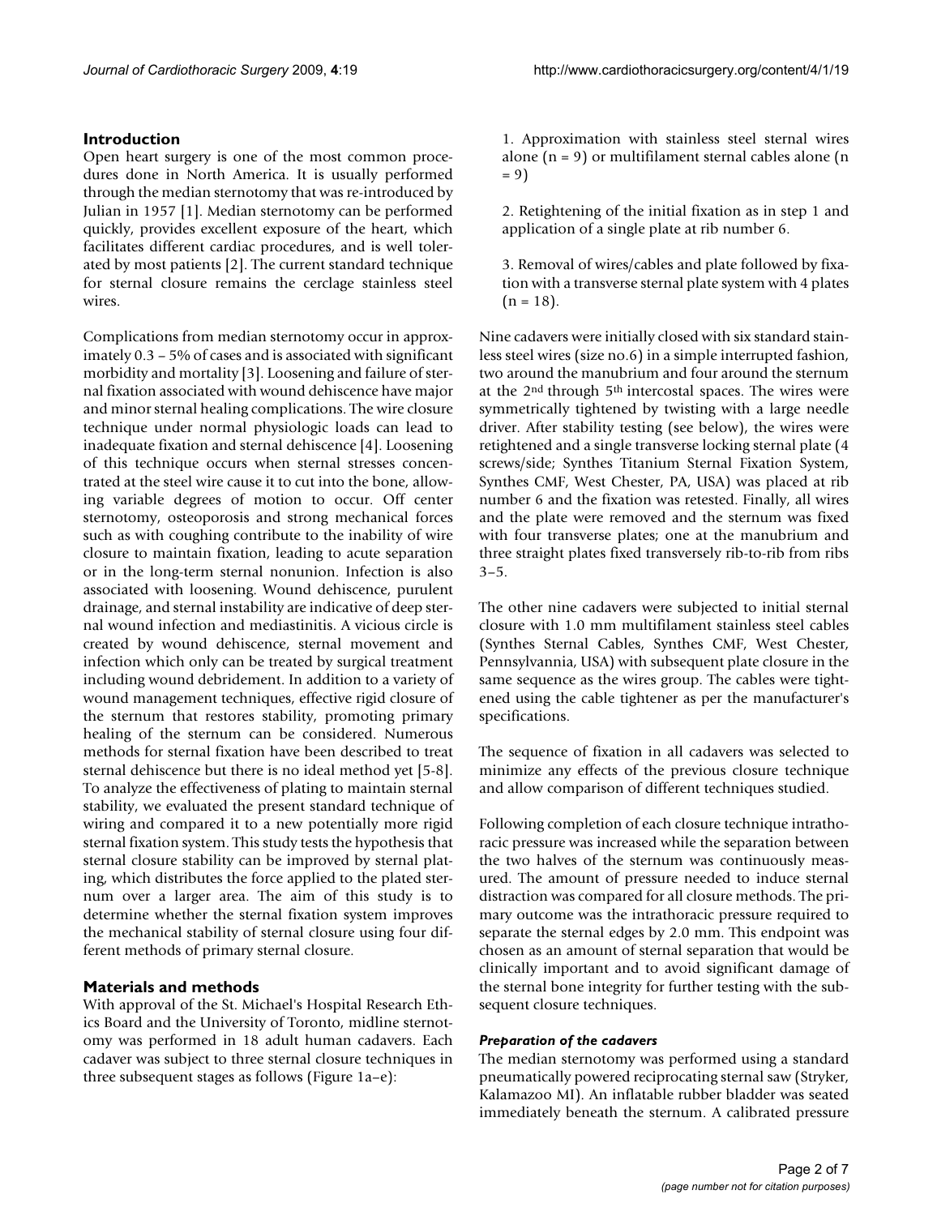## Introduction

Open heart surgery is one of the most common procedures done in North America. It is usually performed through the median sternotomy that was re-introduced by Julian in 1957 [1]. Median sternotomy can be performed quickly, provides excellent exposure of the heart, which facilitates different cardiac procedures, and is well tolerated by most patients [2]. The current standard technique for sternal closure remains the cerclage stainless steel wires.

Complications from median sternotomy occur in approximately 0.3 – 5% of cases and is associated with significant morbidity and mortality [3]. Loosening and failure of sternal fixation associated with wound dehiscence have major and minor sternal healing complications. The wire closure technique under normal physiologic loads can lead to inadequate fixation and sternal dehiscence [4]. Loosening of this technique occurs when sternal stresses concentrated at the steel wire cause it to cut into the bone, allowing variable degrees of motion to occur. Off center sternotomy, osteoporosis and strong mechanical forces such as with coughing contribute to the inability of wire closure to maintain fixation, leading to acute separation or in the long-term sternal nonunion. Infection is also associated with loosening. Wound dehiscence, purulent drainage, and sternal instability are indicative of deep sternal wound infection and mediastinitis. A vicious circle is created by wound dehiscence, sternal movement and infection which only can be treated by surgical treatment including wound debridement. In addition to a variety of wound management techniques, effective rigid closure of the sternum that restores stability, promoting primary healing of the sternum can be considered. Numerous methods for sternal fixation have been described to treat sternal dehiscence but there is no ideal method yet [5-8]. To analyze the effectiveness of plating to maintain sternal stability, we evaluated the present standard technique of wiring and compared it to a new potentially more rigid sternal fixation system. This study tests the hypothesis that sternal closure stability can be improved by sternal plating, which distributes the force applied to the plated sternum over a larger area. The aim of this study is to determine whether the sternal fixation system improves the mechanical stability of sternal closure using four different methods of primary sternal closure.

## Materials and methods

With approval of the St. Michael's Hospital Research Ethics Board and the University of Toronto, midline sternotomy was performed in 18 adult human cadavers. Each cadaver was subject to three sternal closure techniques in three subsequent stages as follows (Figure 1a–e):

1. Approximation with stainless steel sternal wires alone (n = 9) or multifilament sternal cables alone (n = 9)

2. Retightening of the initial fixation as in step 1 and application of a single plate at rib number 6.

3. Removal of wires/cables and plate followed by fixation with a transverse sternal plate system with 4 plates (n = 18).

Nine cadavers were initially closed with six standard stainless steel wires (size no.6) in a simple interrupted fashion, two around the manubrium and four around the sternum at the 2nd through 5th intercostal spaces. The wires were symmetrically tightened by twisting with a large needle driver. After stability testing (see below), the wires were retightened and a single transverse locking sternal plate (4 screws/side; Synthes Titanium Sternal Fixation System, Synthes CMF, West Chester, PA, USA) was placed at rib number 6 and the fixation was retested. Finally, all wires and the plate were removed and the sternum was fixed with four transverse plates; one at the manubrium and three straight plates fixed transversely rib-to-rib from ribs 3–5.

The other nine cadavers were subjected to initial sternal closure with 1.0 mm multifilament stainless steel cables (Synthes Sternal Cables, Synthes CMF, West Chester, Pennsylvannia, USA) with subsequent plate closure in the same sequence as the wires group. The cables were tightened using the cable tightener as per the manufacturer's specifications.

The sequence of fixation in all cadavers was selected to minimize any effects of the previous closure technique and allow comparison of different techniques studied.

Following completion of each closure technique intrathoracic pressure was increased while the separation between the two halves of the sternum was continuously measured. The amount of pressure needed to induce sternal distraction was compared for all closure methods. The primary outcome was the intrathoracic pressure required to separate the sternal edges by 2.0 mm. This endpoint was chosen as an amount of sternal separation that would be clinically important and to avoid significant damage of the sternal bone integrity for further testing with the subsequent closure techniques.

### *Preparation of the cadavers*

The median sternotomy was performed using a standard pneumatically powered reciprocating sternal saw (Stryker, Kalamazoo MI). An inflatable rubber bladder was seated immediately beneath the sternum. A calibrated pressure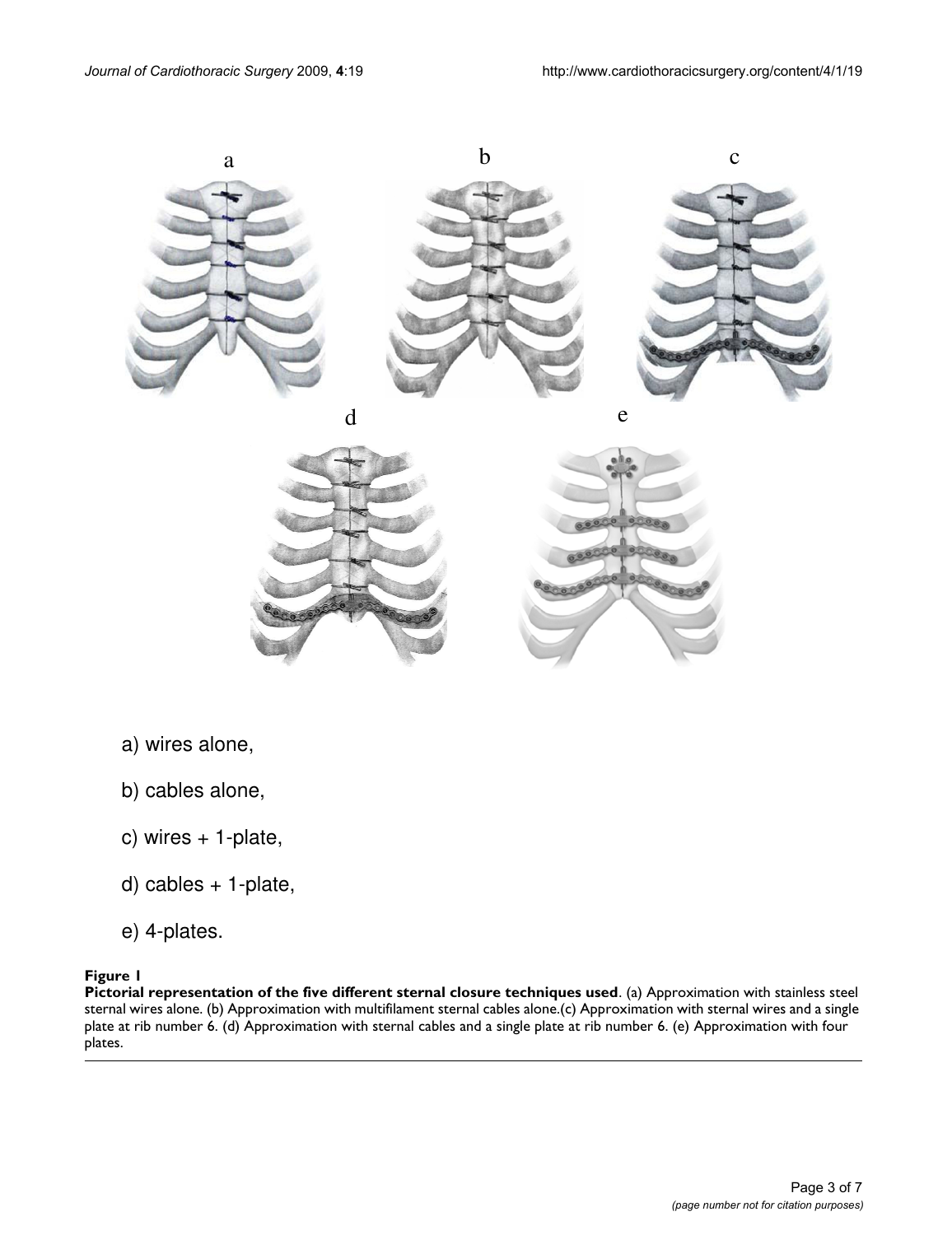a) wires alone,

b) cables alone,

c) wires + 1-plate,

d) cables + 1-plate,

e) 4-plates.

**Figure 1**

**Pictorial representation of the five different sternal closure techniques used**. (a) Approximation with stainless steel sternal wires alone. (b) Approximation with multifilament sternal cables alone.(c) Approximation with sternal wires and a single plate at rib number 6. (d) Approximation with sternal cables and a single plate at rib number 6. (e) Approximation with four plates.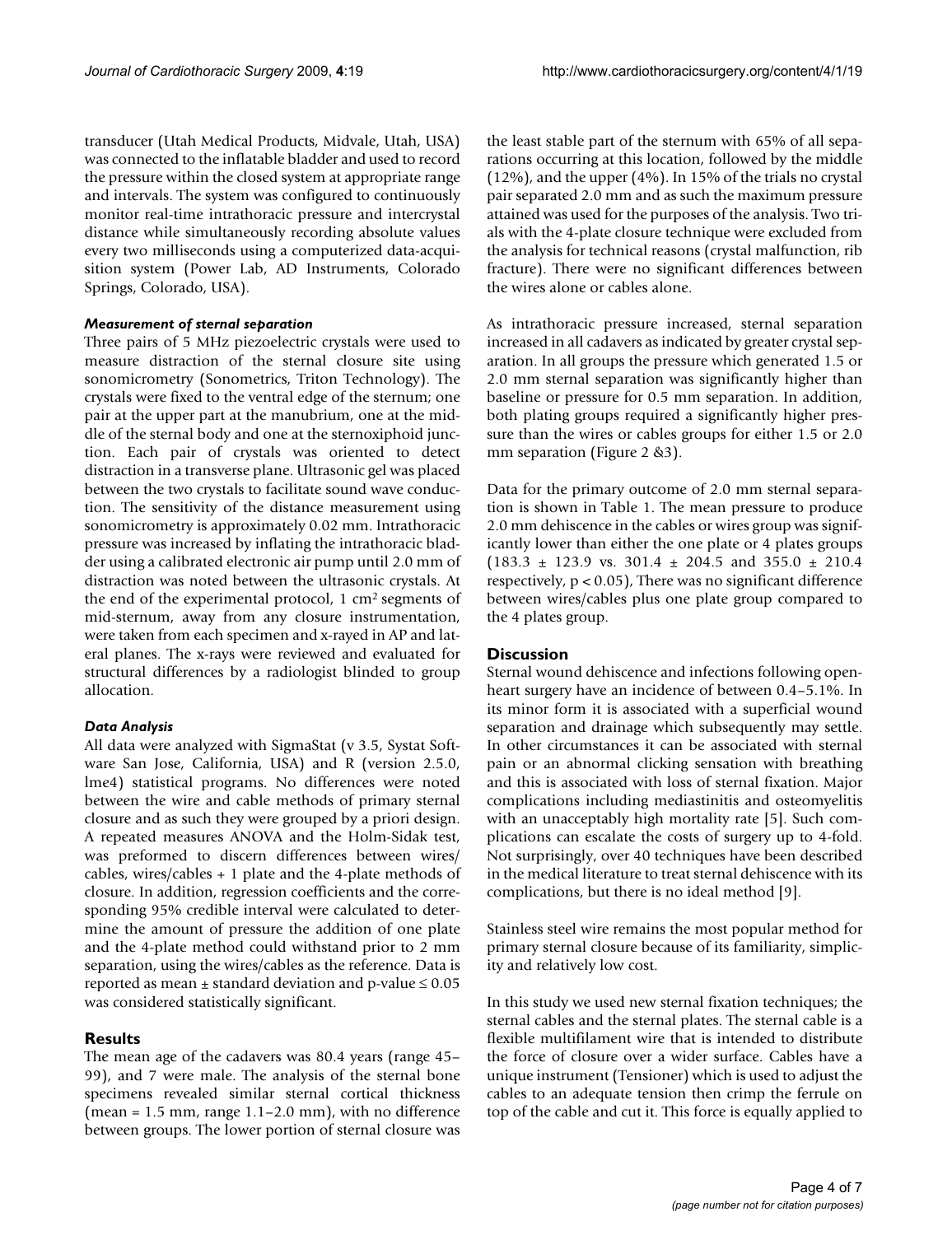transducer (Utah Medical Products, Midvale, Utah, USA) was connected to the inflatable bladder and used to record the pressure within the closed system at appropriate range and intervals. The system was configured to continuously monitor real-time intrathoracic pressure and intercrystal distance while simultaneously recording absolute values every two milliseconds using a computerized data-acquisition system (Power Lab, AD Instruments, Colorado Springs, Colorado, USA).

### *Measurement of sternal separation*

Three pairs of 5 MHz piezoelectric crystals were used to measure distraction of the sternal closure site using sonomicrometry (Sonometrics, Triton Technology). The crystals were fixed to the ventral edge of the sternum; one pair at the upper part at the manubrium, one at the middle of the sternal body and one at the sternoxiphoid junction. Each pair of crystals was oriented to detect distraction in a transverse plane. Ultrasonic gel was placed between the two crystals to facilitate sound wave conduction. The sensitivity of the distance measurement using sonomicrometry is approximately 0.02 mm. Intrathoracic pressure was increased by inflating the intrathoracic bladder using a calibrated electronic air pump until 2.0 mm of distraction was noted between the ultrasonic crystals. At the end of the experimental protocol, 1 $cm^2$ segments of mid-sternum, away from any closure instrumentation, were taken from each specimen and x-rayed in AP and lateral planes. The x-rays were reviewed and evaluated for structural differences by a radiologist blinded to group allocation.

### *Data Analysis*

All data were analyzed with SigmaStat (v 3.5, Systat Software San Jose, California, USA) and R (version 2.5.0, lme4) statistical programs. No differences were noted between the wire and cable methods of primary sternal closure and as such they were grouped by a priori design. A repeated measures ANOVA and the Holm-Sidak test, was preformed to discern differences between wires/cables, wires/cables + 1 plate and the 4-plate methods of closure. In addition, regression coefficients and the corresponding 95% credible interval were calculated to determine the amount of pressure the addition of one plate and the 4-plate method could withstand prior to 2 mm separation, using the wires/cables as the reference. Data is reported as mean ± standard deviation and p-value $\leq 0.05$ was considered statistically significant.

## Results

The mean age of the cadavers was 80.4 years (range 45–99), and 7 were male. The analysis of the sternal bone specimens revealed similar sternal cortical thickness (mean = 1.5 mm, range 1.1–2.0 mm), with no difference between groups. The lower portion of sternal closure was the least stable part of the sternum with 65% of all separations occurring at this location, followed by the middle (12%), and the upper (4%). In 15% of the trials no crystal pair separated 2.0 mm and as such the maximum pressure attained was used for the purposes of the analysis. Two trials with the 4-plate closure technique were excluded from the analysis for technical reasons (crystal malfunction, rib fracture). There were no significant differences between the wires alone or cables alone.

As intrathoracic pressure increased, sternal separation increased in all cadavers as indicated by greater crystal separation. In all groups the pressure which generated 1.5 or 2.0 mm sternal separation was significantly higher than baseline or pressure for 0.5 mm separation. In addition, both plating groups required a significantly higher pressure than the wires or cables groups for either 1.5 or 2.0 mm separation (Figure 2 &3).

Data for the primary outcome of 2.0 mm sternal separation is shown in Table 1. The mean pressure to produce 2.0 mm dehiscence in the cables or wires group was significantly lower than either the one plate or 4 plates groups (183.3 ± 123.9 vs. 301.4 ± 204.5 and 355.0 ± 210.4 respectively, $p < 0.05$), There was no significant difference between wires/cables plus one plate group compared to the 4 plates group.

## Discussion

Sternal wound dehiscence and infections following open-heart surgery have an incidence of between 0.4–5.1%. In its minor form it is associated with a superficial wound separation and drainage which subsequently may settle. In other circumstances it can be associated with sternal pain or an abnormal clicking sensation with breathing and this is associated with loss of sternal fixation. Major complications including mediastinitis and osteomyelitis with an unacceptably high mortality rate [5]. Such complications can escalate the costs of surgery up to 4-fold. Not surprisingly, over 40 techniques have been described in the medical literature to treat sternal dehiscence with its complications, but there is no ideal method [9].

Stainless steel wire remains the most popular method for primary sternal closure because of its familiarity, simplicity and relatively low cost.

In this study we used new sternal fixation techniques; the sternal cables and the sternal plates. The sternal cable is a flexible multifilament wire that is intended to distribute the force of closure over a wider surface. Cables have a unique instrument (Tensioner) which is used to adjust the cables to an adequate tension then crimp the ferrule on top of the cable and cut it. This force is equally applied to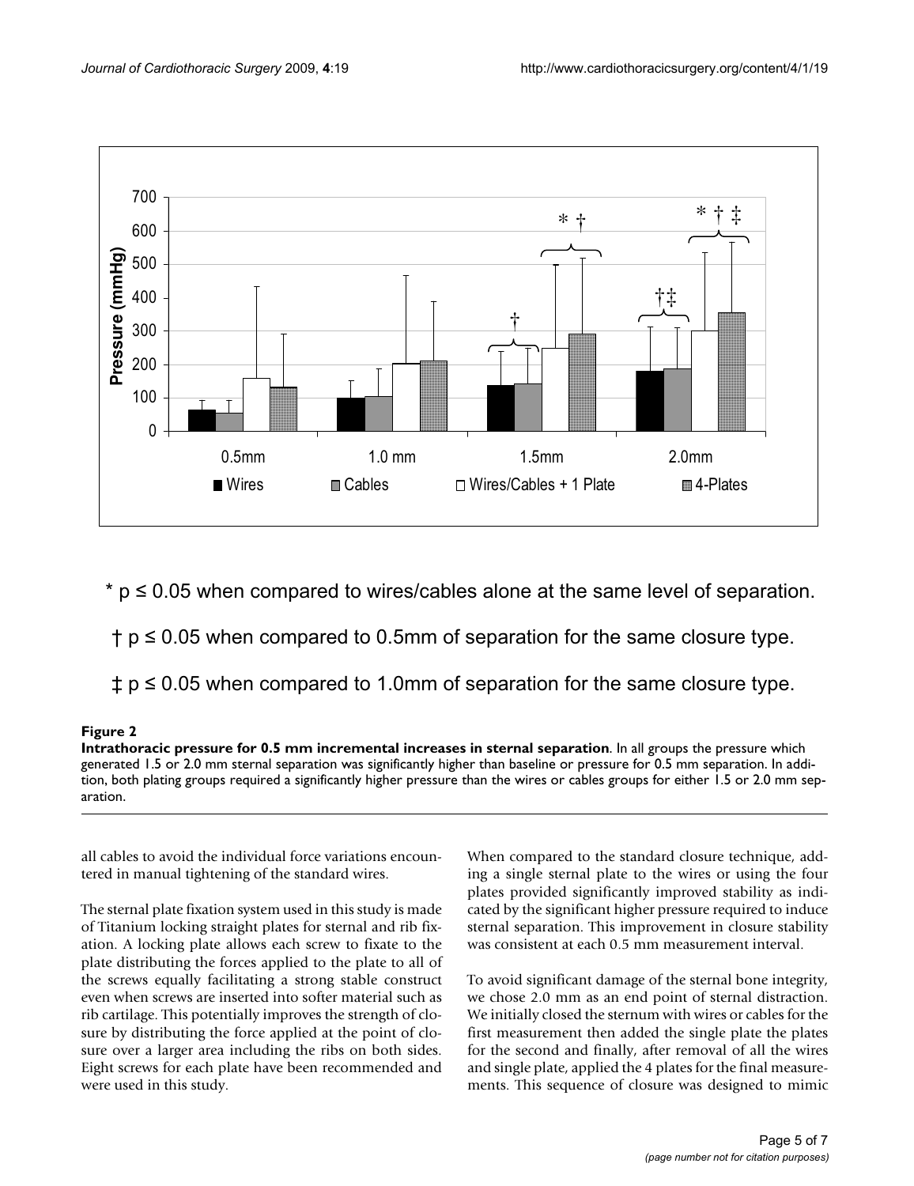\* $p \leq 0.05$ when compared to wires/cables alone at the same level of separation.

† $p \leq 0.05$ when compared to 0.5mm of separation for the same closure type.

‡ $p \leq 0.05$ when compared to 1.0mm of separation for the same closure type.

**Figure 2**

**Intrathoracic pressure for 0.5 mm incremental increases in sternal separation**. In all groups the pressure which generated 1.5 or 2.0 mm sternal separation was significantly higher than baseline or pressure for 0.5 mm separation. In addition, both plating groups required a significantly higher pressure than the wires or cables groups for either 1.5 or 2.0 mm separation.

all cables to avoid the individual force variations encountered in manual tightening of the standard wires.

The sternal plate fixation system used in this study is made of Titanium locking straight plates for sternal and rib fixation. A locking plate allows each screw to fixate to the plate distributing the forces applied to the plate to all of the screws equally facilitating a strong stable construct even when screws are inserted into softer material such as rib cartilage. This potentially improves the strength of closure by distributing the force applied at the point of closure over a larger area including the ribs on both sides. Eight screws for each plate have been recommended and were used in this study.

When compared to the standard closure technique, adding a single sternal plate to the wires or using the four plates provided significantly improved stability as indicated by the significant higher pressure required to induce sternal separation. This improvement in closure stability was consistent at each 0.5 mm measurement interval.

To avoid significant damage of the sternal bone integrity, we chose 2.0 mm as an end point of sternal distraction. We initially closed the sternum with wires or cables for the first measurement then added the single plate the plates for the second and finally, after removal of all the wires and single plate, applied the 4 plates for the final measurements. This sequence of closure was designed to mimic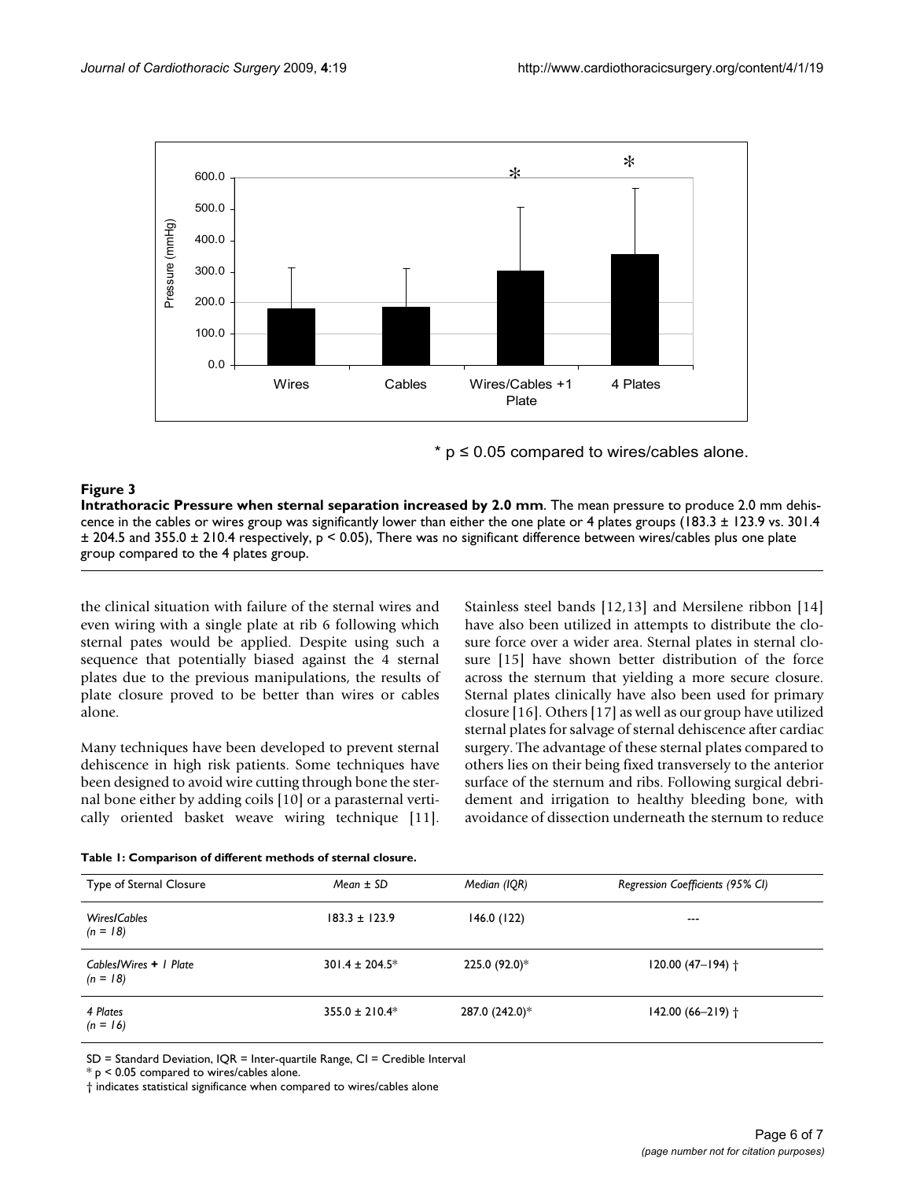\* p ≤ 0.05 compared to wires/cables alone.

**Figure 3**

**Intrathoracic Pressure when sternal separation increased by 2.0 mm**. The mean pressure to produce 2.0 mm dehiscence in the cables or wires group was significantly lower than either the one plate or 4 plates groups (183.3 ± 123.9 vs. 301.4 ± 204.5 and 355.0 ± 210.4 respectively, $p < 0.05$), There was no significant difference between wires/cables plus one plate group compared to the 4 plates group.

the clinical situation with failure of the sternal wires and even wiring with a single plate at rib 6 following which sternal pates would be applied. Despite using such a sequence that potentially biased against the 4 sternal plates due to the previous manipulations, the results of plate closure proved to be better than wires or cables alone.

Many techniques have been developed to prevent sternal dehiscence in high risk patients. Some techniques have been designed to avoid wire cutting through bone the sternal bone either by adding coils [10] or a parasternal vertically oriented basket weave wiring technique [11]. Stainless steel bands [12,13] and Mersilene ribbon [14] have also been utilized in attempts to distribute the closure force over a wider area. Sternal plates in sternal closure [15] have shown better distribution of the force across the sternum that yielding a more secure closure. Sternal plates clinically have also been used for primary closure [16]. Others [17] as well as our group have utilized sternal plates for salvage of sternal dehiscence after cardiac surgery. The advantage of these sternal plates compared to others lies on their being fixed transversely to the anterior surface of the sternum and ribs. Following surgical debridement and irrigation to healthy bleeding bone, with avoidance of dissection underneath the sternum to reduce

**Table 1: Comparison of different methods of sternal closure.**

| Type of Sternal Closure | *Mean ± SD* | *Median (IQR)* | *Regression Coefficients (95% CI)* |
|---|---|---|---|
| *Wires/Cables (n = 18)* | 183.3 ± 123.9 | 146.0 (122) | --- |
| *Cables/Wires **+** 1 Plate (n = 18)* | 301.4 ± 204.5* | 225.0 (92.0)* | 120.00 (47–194) † |
| *4 Plates (n = 16)* | 355.0 ± 210.4* | 287.0 (242.0)* | 142.00 (66–219) † |

SD = Standard Deviation, IQR = Inter-quartile Range, CI = Credible Interval

\* $p < 0.05$ compared to wires/cables alone.

† indicates statistical significance when compared to wires/cables alone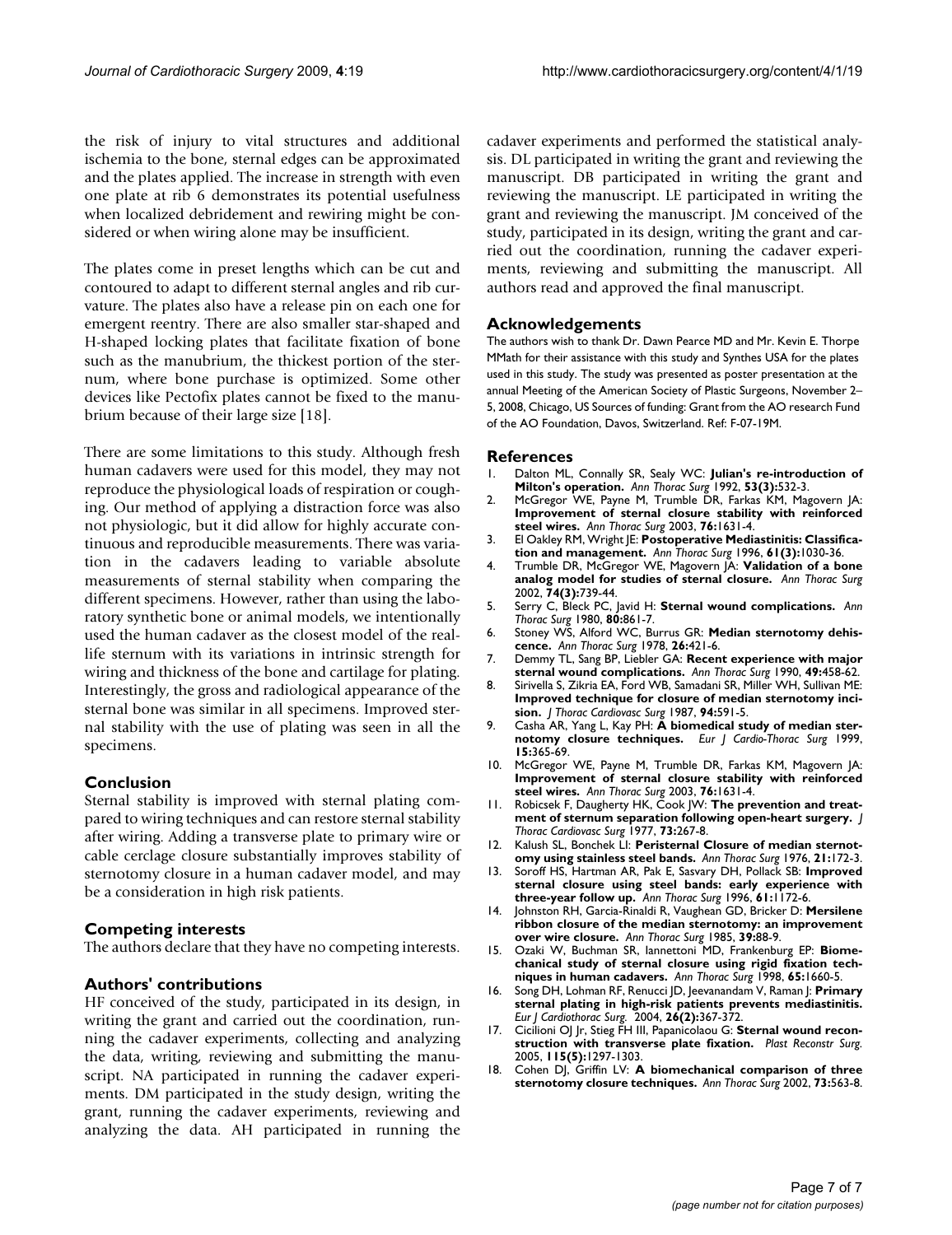the risk of injury to vital structures and additional ischemia to the bone, sternal edges can be approximated and the plates applied. The increase in strength with even one plate at rib 6 demonstrates its potential usefulness when localized debridement and rewiring might be considered or when wiring alone may be insufficient.

The plates come in preset lengths which can be cut and contoured to adapt to different sternal angles and rib curvature. The plates also have a release pin on each one for emergent reentry. There are also smaller star-shaped and H-shaped locking plates that facilitate fixation of bone such as the manubrium, the thickest portion of the sternum, where bone purchase is optimized. Some other devices like Pectofix plates cannot be fixed to the manubrium because of their large size [18].

There are some limitations to this study. Although fresh human cadavers were used for this model, they may not reproduce the physiological loads of respiration or coughing. Our method of applying a distraction force was also not physiologic, but it did allow for highly accurate continuous and reproducible measurements. There was variation in the cadavers leading to variable absolute measurements of sternal stability when comparing the different specimens. However, rather than using the laboratory synthetic bone or animal models, we intentionally used the human cadaver as the closest model of the real-life sternum with its variations in intrinsic strength for wiring and thickness of the bone and cartilage for plating. Interestingly, the gross and radiological appearance of the sternal bone was similar in all specimens. Improved sternal stability with the use of plating was seen in all the specimens.

## Conclusion

Sternal stability is improved with sternal plating compared to wiring techniques and can restore sternal stability after wiring. Adding a transverse plate to primary wire or cable cerclage closure substantially improves stability of sternotomy closure in a human cadaver model, and may be a consideration in high risk patients.

## Competing interests

The authors declare that they have no competing interests.

## Authors' contributions

HF conceived of the study, participated in its design, in writing the grant and carried out the coordination, running the cadaver experiments, collecting and analyzing the data, writing, reviewing and submitting the manuscript. NA participated in running the cadaver experiments. DM participated in the study design, writing the grant, running the cadaver experiments, reviewing and analyzing the data. AH participated in running the cadaver experiments and performed the statistical analysis. DL participated in writing the grant and reviewing the manuscript. DB participated in writing the grant and reviewing the manuscript. LE participated in writing the grant and reviewing the manuscript. JM conceived of the study, participated in its design, writing the grant and carried out the coordination, running the cadaver experiments, reviewing and submitting the manuscript. All authors read and approved the final manuscript.

## Acknowledgements

The authors wish to thank Dr. Dawn Pearce MD and Mr. Kevin E. Thorpe MMath for their assistance with this study and Synthes USA for the plates used in this study. The study was presented as poster presentation at the annual Meeting of the American Society of Plastic Surgeons, November 2–5, 2008, Chicago, US Sources of funding: Grant from the AO research Fund of the AO Foundation, Davos, Switzerland. Ref: F-07-19M.

## References

1. Dalton ML, Connally SR, Sealy WC: **Julian's re-introduction of Milton's operation.** *Ann Thorac Surg* 1992, **53(3):**532-3.
2. McGregor WE, Payne M, Trumble DR, Farkas KM, Magovern JA: **Improvement of sternal closure stability with reinforced steel wires.** *Ann Thorac Surg* 2003, **76:**1631-4.
3. El Oakley RM, Wright JE: **Postoperative Mediastinitis: Classification and management.** *Ann Thorac Surg* 1996, **61(3):**1030-36.
4. Trumble DR, McGregor WE, Magovern JA: **Validation of a bone analog model for studies of sternal closure.** *Ann Thorac Surg* 2002, **74(3):**739-44.
5. Serry C, Bleck PC, Javid H: **Sternal wound complications.** *Ann Thorac Surg* 1980, **80:**861-7.
6. Stoney WS, Alford WC, Burrus GR: **Median sternotomy dehiscence.** *Ann Thorac Surg* 1978, **26:**421-6.
7. Demmy TL, Sang BP, Liebler GA: **Recent experience with major sternal wound complications.** *Ann Thorac Surg* 1990, **49:**458-62.
8. Sirivella S, Zikria EA, Ford WB, Samadani SR, Miller WH, Sullivan ME: **Improved technique for closure of median sternotomy incision.** *J Thorac Cardiovasc Surg* 1987, **94:**591-5.
9. Casha AR, Yang L, Kay PH: **A biomedical study of median sternotomy closure techniques.** *Eur J Cardio-Thorac Surg* 1999, **15:**365-69.
10. McGregor WE, Payne M, Trumble DR, Farkas KM, Magovern JA: **Improvement of sternal closure stability with reinforced steel wires.** *Ann Thorac Surg* 2003, **76:**1631-4.
11. Robicsek F, Daugherty HK, Cook JW: **The prevention and treatment of sternum separation following open-heart surgery.** *J Thorac Cardiovasc Surg* 1977, **73:**267-8.
12. Kalush SL, Bonchek LI: **Peristernal Closure of median sternotomy using stainless steel bands.** *Ann Thorac Surg* 1976, **21:**172-3.
13. Soroff HS, Hartman AR, Pak E, Sasvary DH, Pollack SB: **Improved sternal closure using steel bands: early experience with three-year follow up.** *Ann Thorac Surg* 1996, **61:**1172-6.
14. Johnston RH, Garcia-Rinaldi R, Vaughean GD, Bricker D: **Mersilene ribbon closure of the median sternotomy: an improvement over wire closure.** *Ann Thorac Surg* 1985, **39:**88-9.
15. Ozaki W, Buchman SR, Iannettoni MD, Frankenburg EP: **Biomechanical study of sternal closure using rigid fixation techniques in human cadavers.** *Ann Thorac Surg* 1998, **65:**1660-5.
16. Song DH, Lohman RF, Renucci JD, Jeevanandam V, Raman J: **Primary sternal plating in high-risk patients prevents mediastinitis.** *Eur J Cardiothorac Surg.* 2004, **26(2):**367-372.
17. Cicilioni OJ Jr, Stieg FH III, Papanicolaou G: **Sternal wound reconstruction with transverse plate fixation.** *Plast Reconstr Surg.* 2005, **115(5):**1297-1303.
18. Cohen DJ, Griffin LV: **A biomechanical comparison of three sternotomy closure techniques.** *Ann Thorac Surg* 2002, **73:**563-8.